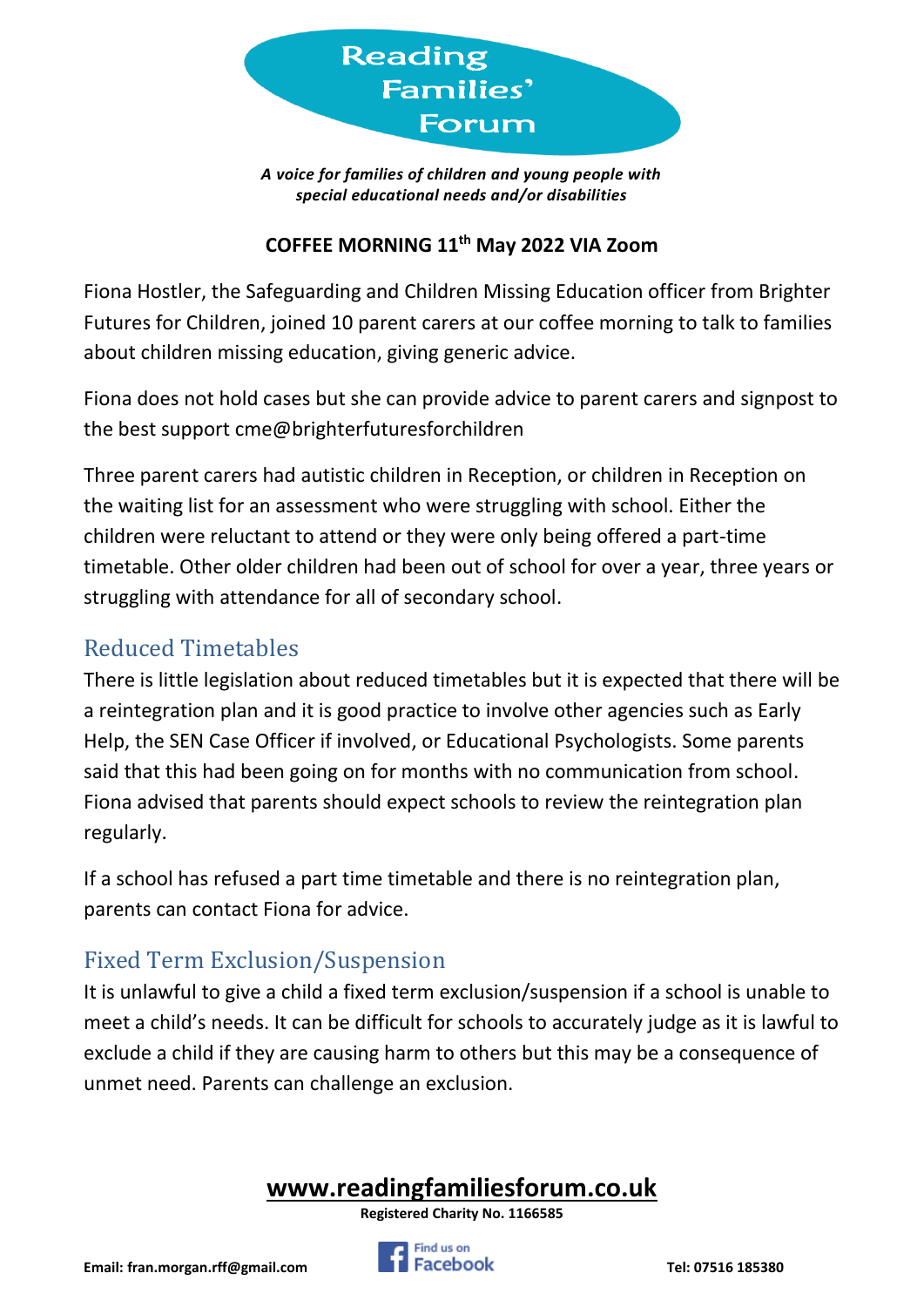# Reading Families' Forum

***A voice for families of children and young people with special educational needs and/or disabilities***

**COFFEE MORNING 11th May 2022 VIA Zoom**

Fiona Hostler, the Safeguarding and Children Missing Education officer from Brighter Futures for Children, joined 10 parent carers at our coffee morning to talk to families about children missing education, giving generic advice.

Fiona does not hold cases but she can provide advice to parent carers and signpost to the best support cme@brighterfuturesforchildren

Three parent carers had autistic children in Reception, or children in Reception on the waiting list for an assessment who were struggling with school. Either the children were reluctant to attend or they were only being offered a part-time timetable. Other older children had been out of school for over a year, three years or struggling with attendance for all of secondary school.

## Reduced Timetables

There is little legislation about reduced timetables but it is expected that there will be a reintegration plan and it is good practice to involve other agencies such as Early Help, the SEN Case Officer if involved, or Educational Psychologists. Some parents said that this had been going on for months with no communication from school. Fiona advised that parents should expect schools to review the reintegration plan regularly.

If a school has refused a part time timetable and there is no reintegration plan, parents can contact Fiona for advice.

## Fixed Term Exclusion/Suspension

It is unlawful to give a child a fixed term exclusion/suspension if a school is unable to meet a child's needs. It can be difficult for schools to accurately judge as it is lawful to exclude a child if they are causing harm to others but this may be a consequence of unmet need. Parents can challenge an exclusion.

**www.readingfamiliesforum.co.uk**

**Registered Charity No. 1166585**

**Email: fran.morgan.rff@gmail.com** Find us on Facebook **Tel: 07516 185380**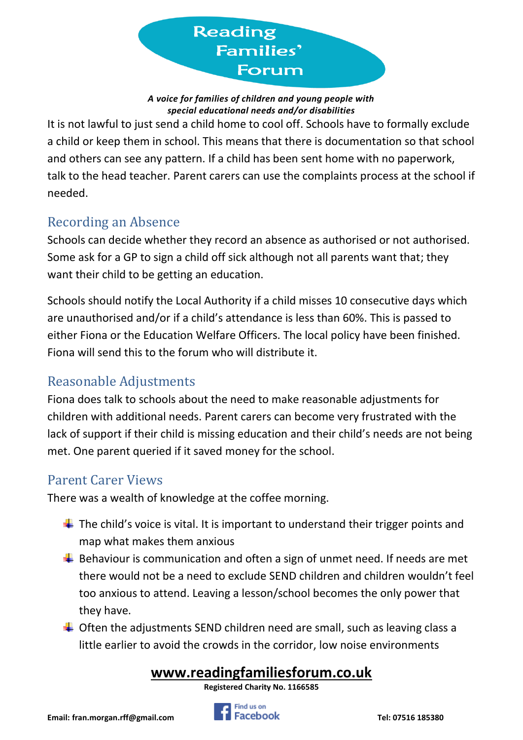It is not lawful to just send a child home to cool off. Schools have to formally exclude a child or keep them in school. This means that there is documentation so that school and others can see any pattern. If a child has been sent home with no paperwork, talk to the head teacher. Parent carers can use the complaints process at the school if needed.

## Recording an Absence

Schools can decide whether they record an absence as authorised or not authorised. Some ask for a GP to sign a child off sick although not all parents want that; they want their child to be getting an education.

Schools should notify the Local Authority if a child misses 10 consecutive days which are unauthorised and/or if a child's attendance is less than 60%. This is passed to either Fiona or the Education Welfare Officers. The local policy have been finished. Fiona will send this to the forum who will distribute it.

## Reasonable Adjustments

Fiona does talk to schools about the need to make reasonable adjustments for children with additional needs. Parent carers can become very frustrated with the lack of support if their child is missing education and their child's needs are not being met. One parent queried if it saved money for the school.

## Parent Carer Views

There was a wealth of knowledge at the coffee morning.

- The child's voice is vital. It is important to understand their trigger points and map what makes them anxious
- Behaviour is communication and often a sign of unmet need. If needs are met there would not be a need to exclude SEND children and children wouldn't feel too anxious to attend. Leaving a lesson/school becomes the only power that they have.
- Often the adjustments SEND children need are small, such as leaving class a little earlier to avoid the crowds in the corridor, low noise environments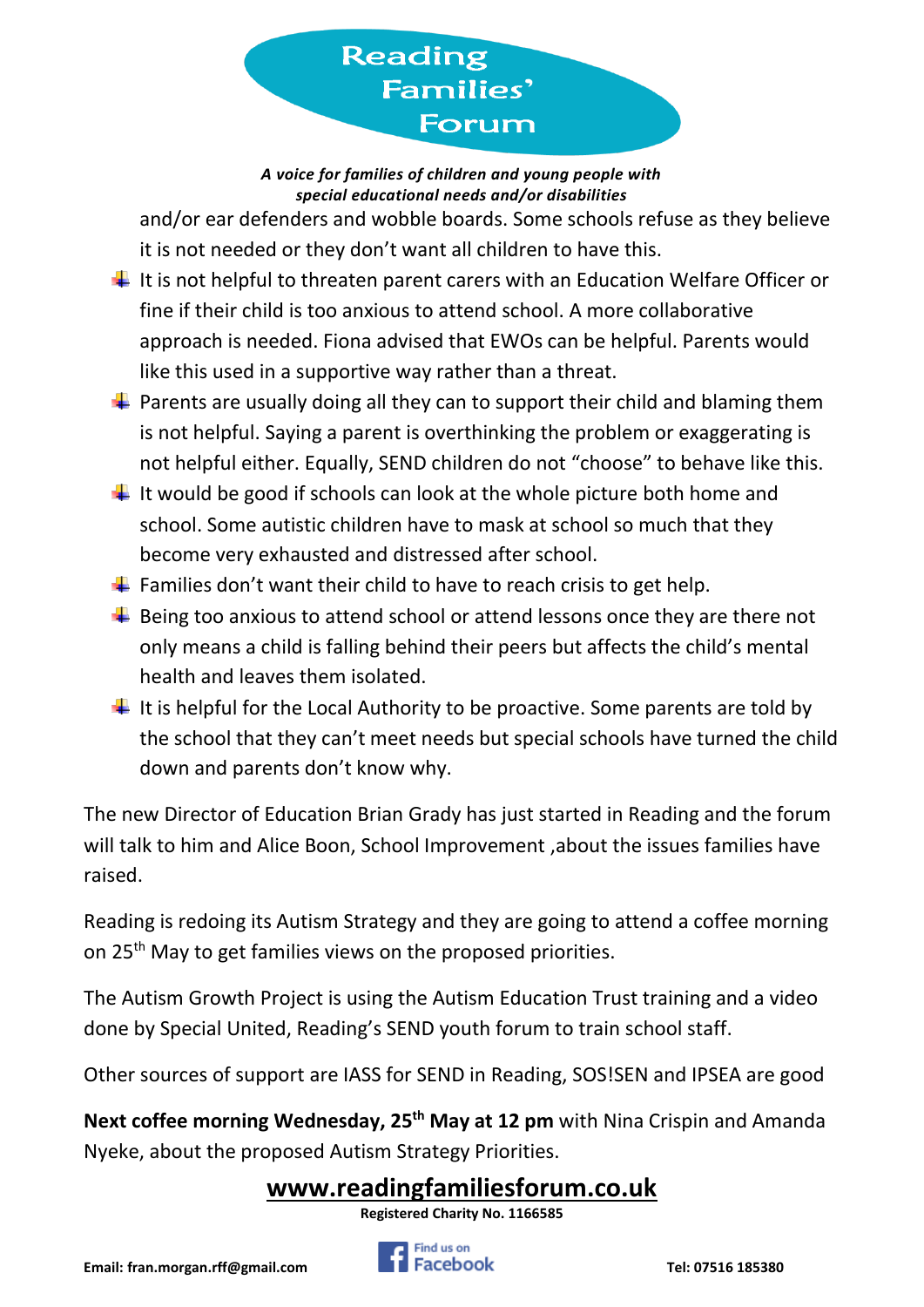and/or ear defenders and wobble boards. Some schools refuse as they believe it is not needed or they don't want all children to have this.

- It is not helpful to threaten parent carers with an Education Welfare Officer or fine if their child is too anxious to attend school. A more collaborative approach is needed. Fiona advised that EWOs can be helpful. Parents would like this used in a supportive way rather than a threat.
- Parents are usually doing all they can to support their child and blaming them is not helpful. Saying a parent is overthinking the problem or exaggerating is not helpful either. Equally, SEND children do not "choose" to behave like this.
- It would be good if schools can look at the whole picture both home and school. Some autistic children have to mask at school so much that they become very exhausted and distressed after school.
- Families don't want their child to have to reach crisis to get help.
- Being too anxious to attend school or attend lessons once they are there not only means a child is falling behind their peers but affects the child's mental health and leaves them isolated.
- It is helpful for the Local Authority to be proactive. Some parents are told by the school that they can't meet needs but special schools have turned the child down and parents don't know why.

The new Director of Education Brian Grady has just started in Reading and the forum will talk to him and Alice Boon, School Improvement ,about the issues families have raised.

Reading is redoing its Autism Strategy and they are going to attend a coffee morning on 25th May to get families views on the proposed priorities.

The Autism Growth Project is using the Autism Education Trust training and a video done by Special United, Reading's SEND youth forum to train school staff.

Other sources of support are IASS for SEND in Reading, SOS!SEN and IPSEA are good

**Next coffee morning Wednesday, 25th May at 12 pm** with Nina Crispin and Amanda Nyeke, about the proposed Autism Strategy Priorities.

**www.readingfamiliesforum.co.uk**

**Registered Charity No. 1166585**

**Email: fran.morgan.rff@gmail.com** Find us on Facebook **Tel: 07516 185380**